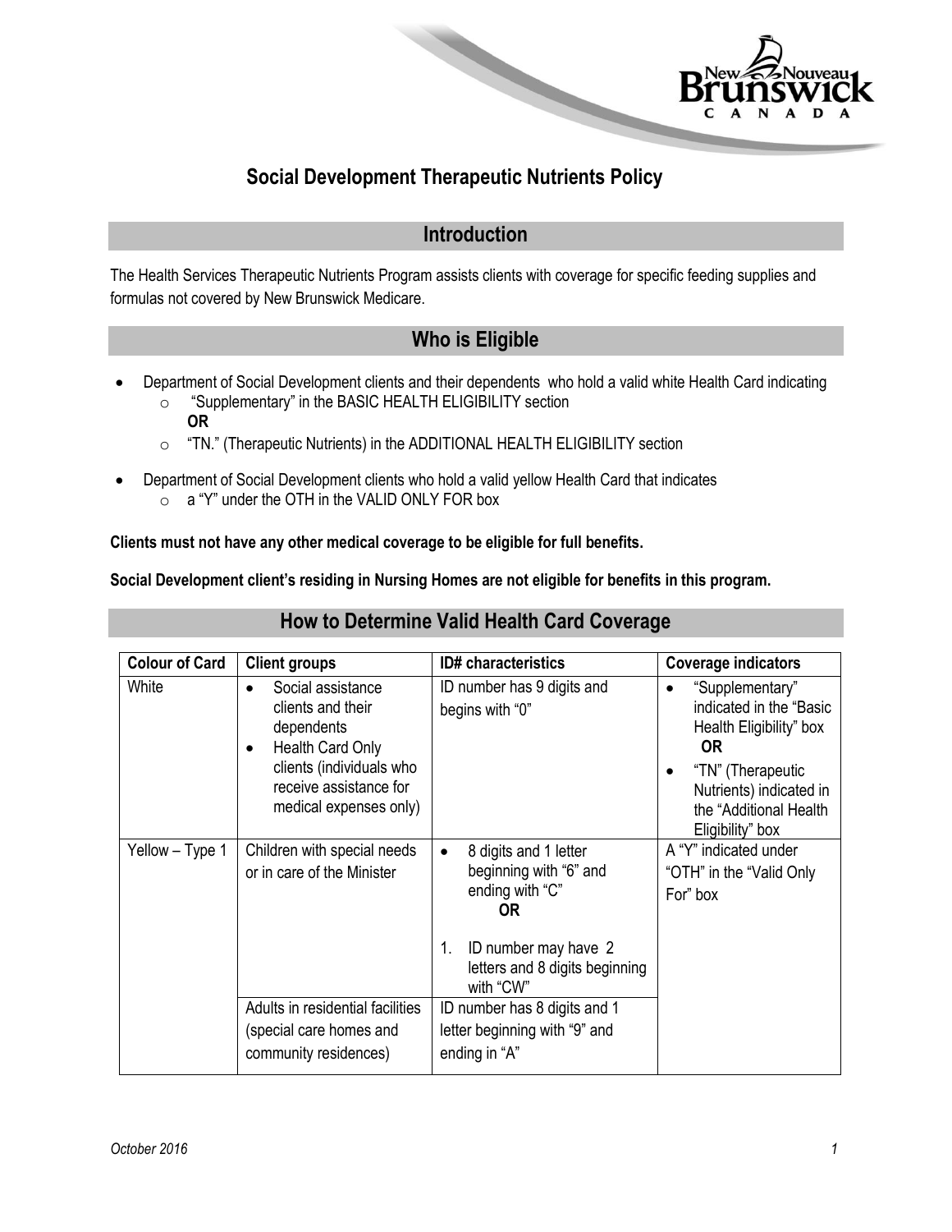# Social Development Therapeutic Nutrients Policy

## Introduction

The Health Services Therapeutic Nutrients Program assists clients with coverage for specific feeding supplies and formulas not covered by New Brunswick Medicare.

## Who is Eligible

- Department of Social Development clients and their dependents who hold a valid white Health Card indicating
  - "Supplementary" in the BASIC HEALTH ELIGIBILITY section
    **OR**
  - "TN." (Therapeutic Nutrients) in the ADDITIONAL HEALTH ELIGIBILITY section
- Department of Social Development clients who hold a valid yellow Health Card that indicates
  - a "Y" under the OTH in the VALID ONLY FOR box

**Clients must not have any other medical coverage to be eligible for full benefits.**

**Social Development client's residing in Nursing Homes are not eligible for benefits in this program.**

## How to Determine Valid Health Card Coverage

| Colour of Card | Client groups | ID# characteristics | Coverage indicators |
|---|---|---|---|
| White | • Social assistance clients and their dependents<br>• Health Card Only clients (individuals who receive assistance for medical expenses only) | ID number has 9 digits and begins with "0" | • "Supplementary" indicated in the "Basic Health Eligibility" box **OR**<br>• "TN" (Therapeutic Nutrients) indicated in the "Additional Health Eligibility" box |
| Yellow – Type 1 | Children with special needs or in care of the Minister | • 8 digits and 1 letter beginning with "6" and ending with "C" **OR**<br>1. ID number may have 2 letters and 8 digits beginning with "CW" | A "Y" indicated under "OTH" in the "Valid Only For" box |
| | Adults in residential facilities (special care homes and community residences) | ID number has 8 digits and 1 letter beginning with "9" and ending in "A" | |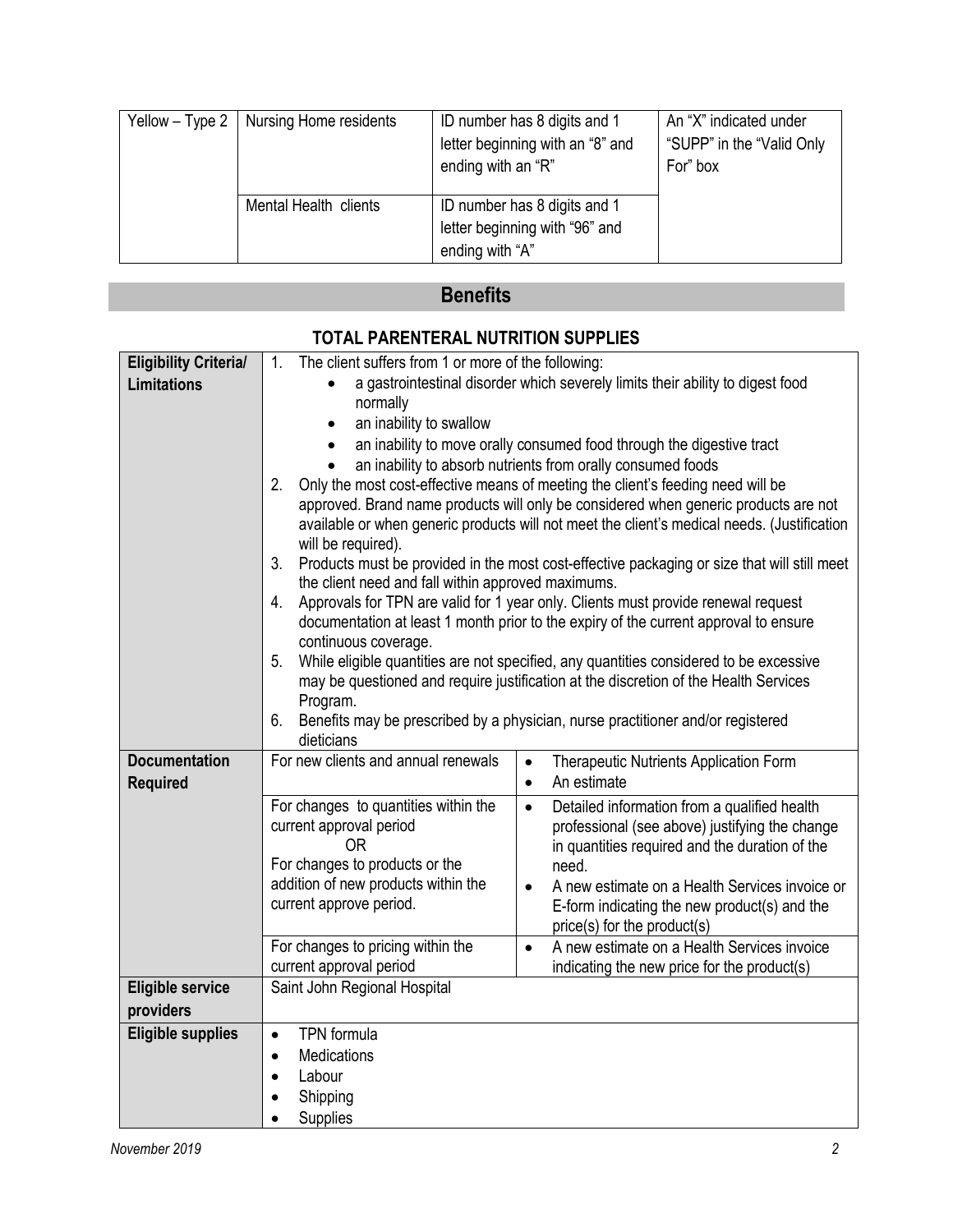| Yellow – Type 2 | Nursing Home residents | ID number has 8 digits and 1 letter beginning with an "8" and ending with an "R" | An "X" indicated under "SUPP" in the "Valid Only For" box |
|---|---|---|---|
| | Mental Health clients | ID number has 8 digits and 1 letter beginning with "96" and ending with "A" | |

## Benefits

### TOTAL PARENTERAL NUTRITION SUPPLIES

| | | |
|---|---|---|
| **Eligibility Criteria/ Limitations** | 1. The client suffers from 1 or more of the following:<br>• a gastrointestinal disorder which severely limits their ability to digest food normally<br>• an inability to swallow<br>• an inability to move orally consumed food through the digestive tract<br>• an inability to absorb nutrients from orally consumed foods<br>2. Only the most cost-effective means of meeting the client's feeding need will be approved. Brand name products will only be considered when generic products are not available or when generic products will not meet the client's medical needs. (Justification will be required).<br>3. Products must be provided in the most cost-effective packaging or size that will still meet the client need and fall within approved maximums.<br>4. Approvals for TPN are valid for 1 year only. Clients must provide renewal request documentation at least 1 month prior to the expiry of the current approval to ensure continuous coverage.<br>5. While eligible quantities are not specified, any quantities considered to be excessive may be questioned and require justification at the discretion of the Health Services Program.<br>6. Benefits may be prescribed by a physician, nurse practitioner and/or registered dieticians | |
| **Documentation Required** | For new clients and annual renewals | • Therapeutic Nutrients Application Form<br>• An estimate |
| | For changes to quantities within the current approval period<br>OR<br>For changes to products or the addition of new products within the current approve period. | • Detailed information from a qualified health professional (see above) justifying the change in quantities required and the duration of the need.<br>• A new estimate on a Health Services invoice or E-form indicating the new product(s) and the price(s) for the product(s) |
| | For changes to pricing within the current approval period | • A new estimate on a Health Services invoice indicating the new price for the product(s) |
| **Eligible service providers** | Saint John Regional Hospital | |
| **Eligible supplies** | • TPN formula<br>• Medications<br>• Labour<br>• Shipping<br>• Supplies | |

*November 2019*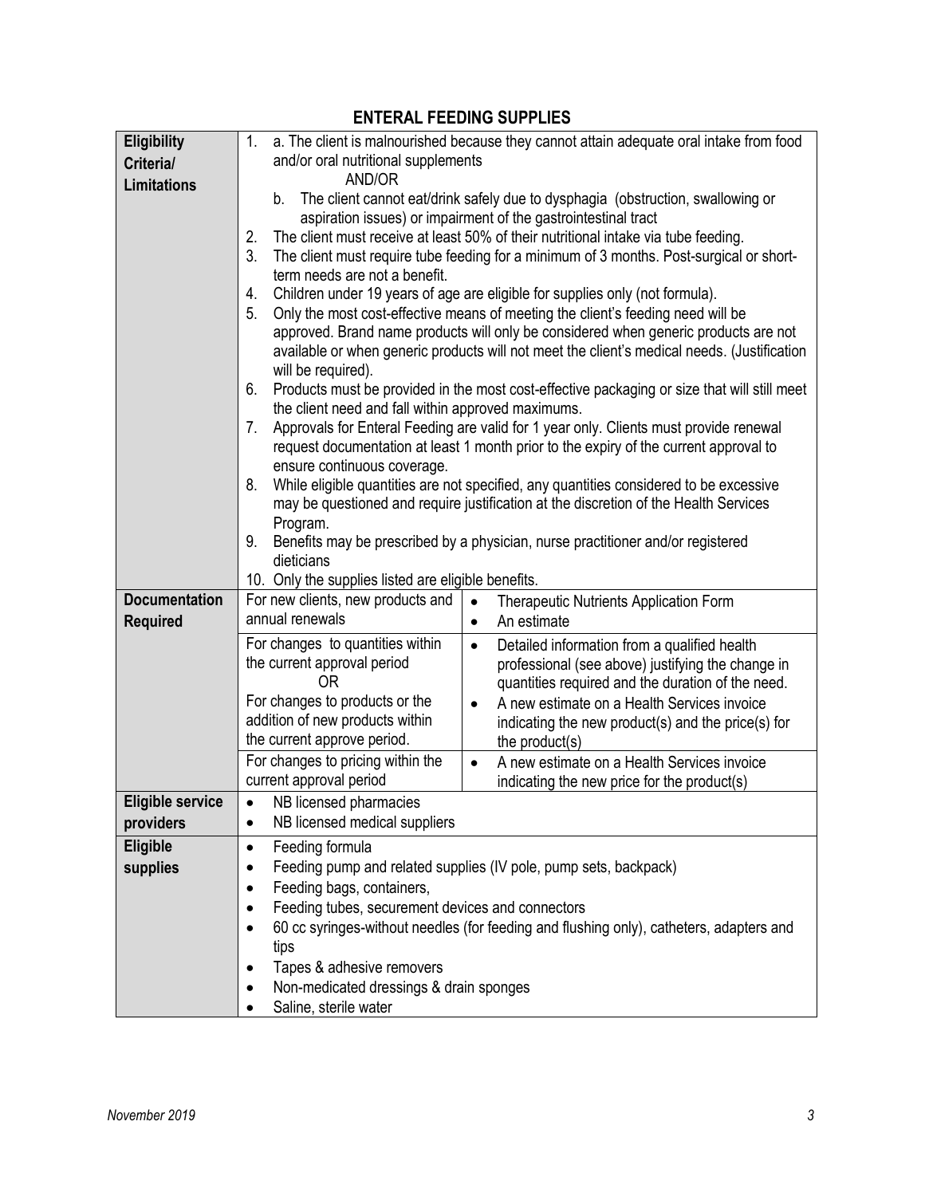## ENTERAL FEEDING SUPPLIES

| | | |
|---|---|---|
| **Eligibility Criteria/ Limitations** | 1. a. The client is malnourished because they cannot attain adequate oral intake from food and/or oral nutritional supplements<br>AND/OR<br>b. The client cannot eat/drink safely due to dysphagia (obstruction, swallowing or aspiration issues) or impairment of the gastrointestinal tract<br>2. The client must receive at least 50% of their nutritional intake via tube feeding.<br>3. The client must require tube feeding for a minimum of 3 months. Post-surgical or short-term needs are not a benefit.<br>4. Children under 19 years of age are eligible for supplies only (not formula).<br>5. Only the most cost-effective means of meeting the client's feeding need will be approved. Brand name products will only be considered when generic products are not available or when generic products will not meet the client's medical needs. (Justification will be required).<br>6. Products must be provided in the most cost-effective packaging or size that will still meet the client need and fall within approved maximums.<br>7. Approvals for Enteral Feeding are valid for 1 year only. Clients must provide renewal request documentation at least 1 month prior to the expiry of the current approval to ensure continuous coverage.<br>8. While eligible quantities are not specified, any quantities considered to be excessive may be questioned and require justification at the discretion of the Health Services Program.<br>9. Benefits may be prescribed by a physician, nurse practitioner and/or registered dieticians<br>10. Only the supplies listed are eligible benefits. | |
| **Documentation Required** | For new clients, new products and annual renewals | • Therapeutic Nutrients Application Form<br>• An estimate |
| | For changes to quantities within the current approval period<br>OR<br>For changes to products or the addition of new products within the current approve period. | • Detailed information from a qualified health professional (see above) justifying the change in quantities required and the duration of the need.<br>• A new estimate on a Health Services invoice indicating the new product(s) and the price(s) for the product(s) |
| | For changes to pricing within the current approval period | • A new estimate on a Health Services invoice indicating the new price for the product(s) |
| **Eligible service providers** | • NB licensed pharmacies<br>• NB licensed medical suppliers | |
| **Eligible supplies** | • Feeding formula<br>• Feeding pump and related supplies (IV pole, pump sets, backpack)<br>• Feeding bags, containers,<br>• Feeding tubes, securement devices and connectors<br>• 60 cc syringes-without needles (for feeding and flushing only), catheters, adapters and tips<br>• Tapes & adhesive removers<br>• Non-medicated dressings & drain sponges<br>• Saline, sterile water | |

*November 2019*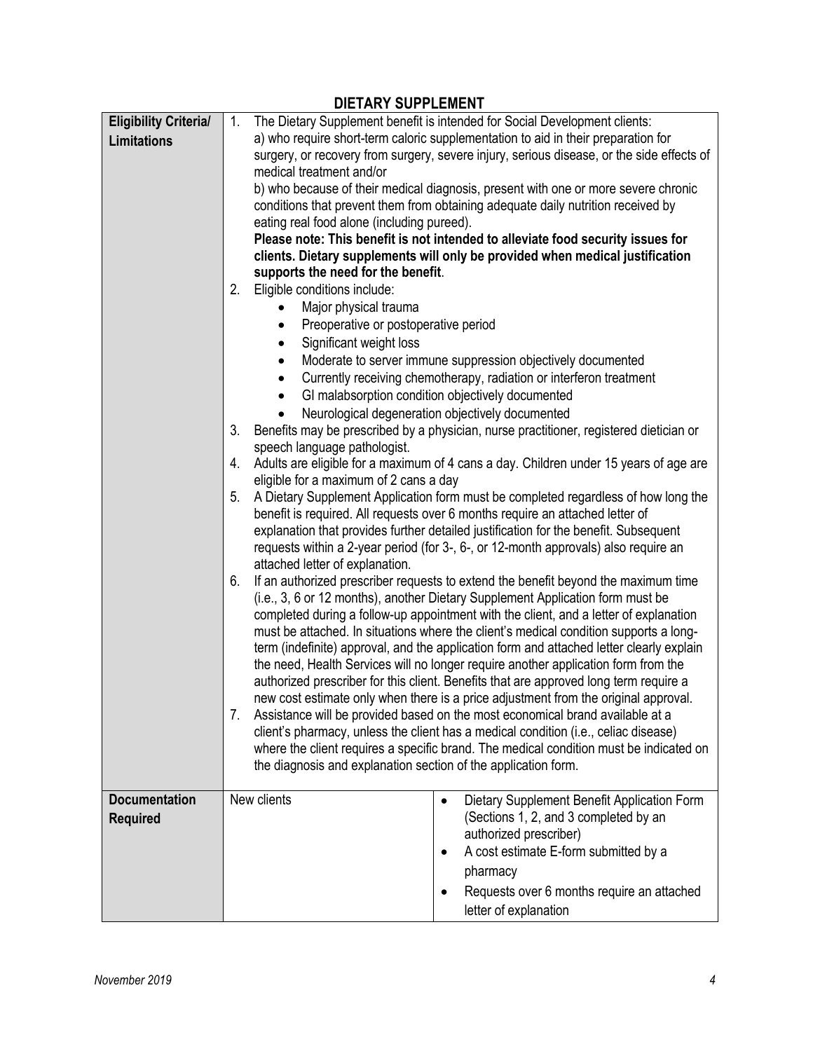## DIETARY SUPPLEMENT

| | | |
|---|---|---|
| **Eligibility Criteria/ Limitations** | 1. The Dietary Supplement benefit is intended for Social Development clients:<br>a) who require short-term caloric supplementation to aid in their preparation for surgery, or recovery from surgery, severe injury, serious disease, or the side effects of medical treatment and/or<br>b) who because of their medical diagnosis, present with one or more severe chronic conditions that prevent them from obtaining adequate daily nutrition received by eating real food alone (including pureed).<br>**Please note: This benefit is not intended to alleviate food security issues for clients. Dietary supplements will only be provided when medical justification supports the need for the benefit**.<br>2. Eligible conditions include:<br>• Major physical trauma<br>• Preoperative or postoperative period<br>• Significant weight loss<br>• Moderate to server immune suppression objectively documented<br>• Currently receiving chemotherapy, radiation or interferon treatment<br>• GI malabsorption condition objectively documented<br>• Neurological degeneration objectively documented<br>3. Benefits may be prescribed by a physician, nurse practitioner, registered dietician or speech language pathologist.<br>4. Adults are eligible for a maximum of 4 cans a day. Children under 15 years of age are eligible for a maximum of 2 cans a day<br>5. A Dietary Supplement Application form must be completed regardless of how long the benefit is required. All requests over 6 months require an attached letter of explanation that provides further detailed justification for the benefit. Subsequent requests within a 2-year period (for 3-, 6-, or 12-month approvals) also require an attached letter of explanation.<br>6. If an authorized prescriber requests to extend the benefit beyond the maximum time (i.e., 3, 6 or 12 months), another Dietary Supplement Application form must be completed during a follow-up appointment with the client, and a letter of explanation must be attached. In situations where the client's medical condition supports a long-term (indefinite) approval, and the application form and attached letter clearly explain the need, Health Services will no longer require another application form from the authorized prescriber for this client. Benefits that are approved long term require a new cost estimate only when there is a price adjustment from the original approval.<br>7. Assistance will be provided based on the most economical brand available at a client's pharmacy, unless the client has a medical condition (i.e., celiac disease) where the client requires a specific brand. The medical condition must be indicated on the diagnosis and explanation section of the application form. | |
| **Documentation Required** | New clients | • Dietary Supplement Benefit Application Form (Sections 1, 2, and 3 completed by an authorized prescriber)<br>• A cost estimate E-form submitted by a pharmacy<br>• Requests over 6 months require an attached letter of explanation |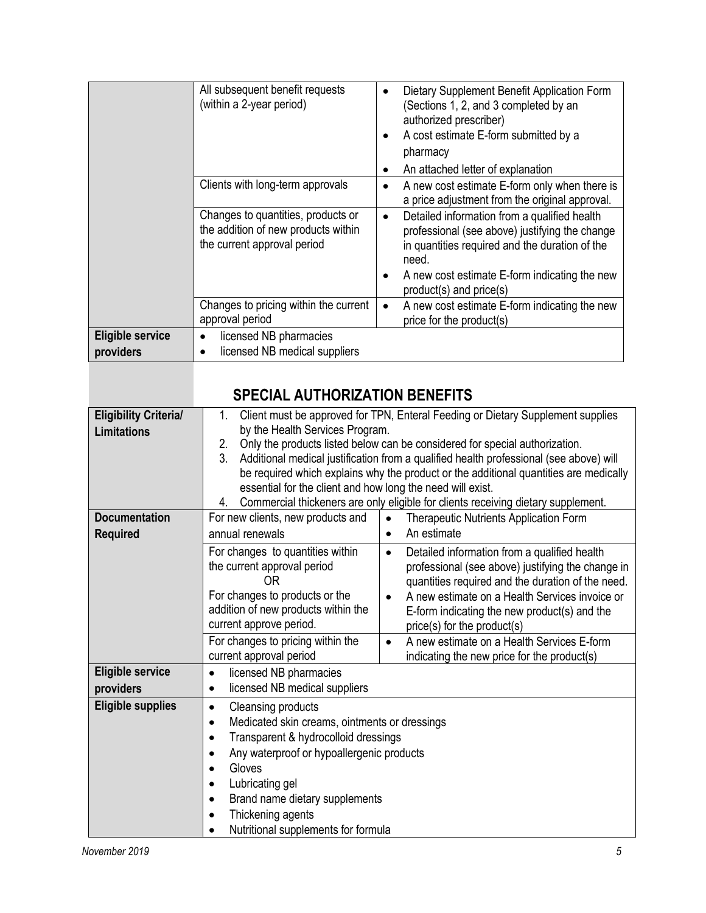| | | |
|---|---|---|
| | All subsequent benefit requests (within a 2-year period) | • Dietary Supplement Benefit Application Form (Sections 1, 2, and 3 completed by an authorized prescriber)<br>• A cost estimate E-form submitted by a pharmacy<br>• An attached letter of explanation |
| | Clients with long-term approvals | • A new cost estimate E-form only when there is a price adjustment from the original approval. |
| | Changes to quantities, products or the addition of new products within the current approval period | • Detailed information from a qualified health professional (see above) justifying the change in quantities required and the duration of the need.<br>• A new cost estimate E-form indicating the new product(s) and price(s) |
| | Changes to pricing within the current approval period | • A new cost estimate E-form indicating the new price for the product(s) |
| **Eligible service providers** | • licensed NB pharmacies<br>• licensed NB medical suppliers | |

## SPECIAL AUTHORIZATION BENEFITS

| | | |
|---|---|---|
| **Eligibility Criteria/ Limitations** | 1. Client must be approved for TPN, Enteral Feeding or Dietary Supplement supplies by the Health Services Program.<br>2. Only the products listed below can be considered for special authorization.<br>3. Additional medical justification from a qualified health professional (see above) will be required which explains why the product or the additional quantities are medically essential for the client and how long the need will exist.<br>4. Commercial thickeners are only eligible for clients receiving dietary supplement. | |
| **Documentation Required** | For new clients, new products and annual renewals | • Therapeutic Nutrients Application Form<br>• An estimate |
| | For changes to quantities within the current approval period<br>OR<br>For changes to products or the addition of new products within the current approve period. | • Detailed information from a qualified health professional (see above) justifying the change in quantities required and the duration of the need.<br>• A new estimate on a Health Services invoice or E-form indicating the new product(s) and the price(s) for the product(s) |
| | For changes to pricing within the current approval period | • A new estimate on a Health Services E-form indicating the new price for the product(s) |
| **Eligible service providers** | • licensed NB pharmacies<br>• licensed NB medical suppliers | |
| **Eligible supplies** | • Cleansing products<br>• Medicated skin creams, ointments or dressings<br>• Transparent & hydrocolloid dressings<br>• Any waterproof or hypoallergenic products<br>• Gloves<br>• Lubricating gel<br>• Brand name dietary supplements<br>• Thickening agents<br>• Nutritional supplements for formula | |

*November 2019*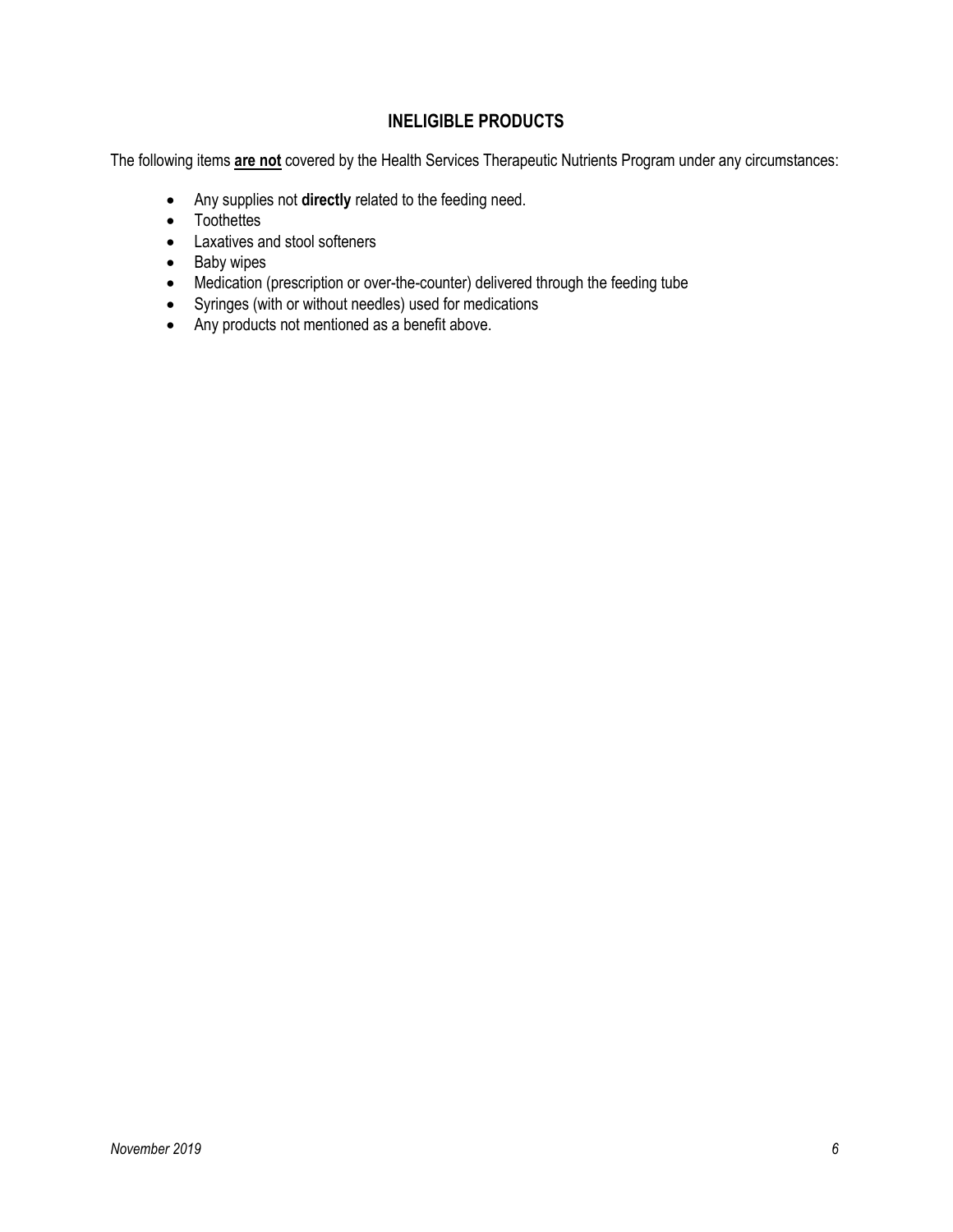## INELIGIBLE PRODUCTS

The following items **are not** covered by the Health Services Therapeutic Nutrients Program under any circumstances:

- Any supplies not **directly** related to the feeding need.
- Toothettes
- Laxatives and stool softeners
- Baby wipes
- Medication (prescription or over-the-counter) delivered through the feeding tube
- Syringes (with or without needles) used for medications
- Any products not mentioned as a benefit above.

*November 2019*